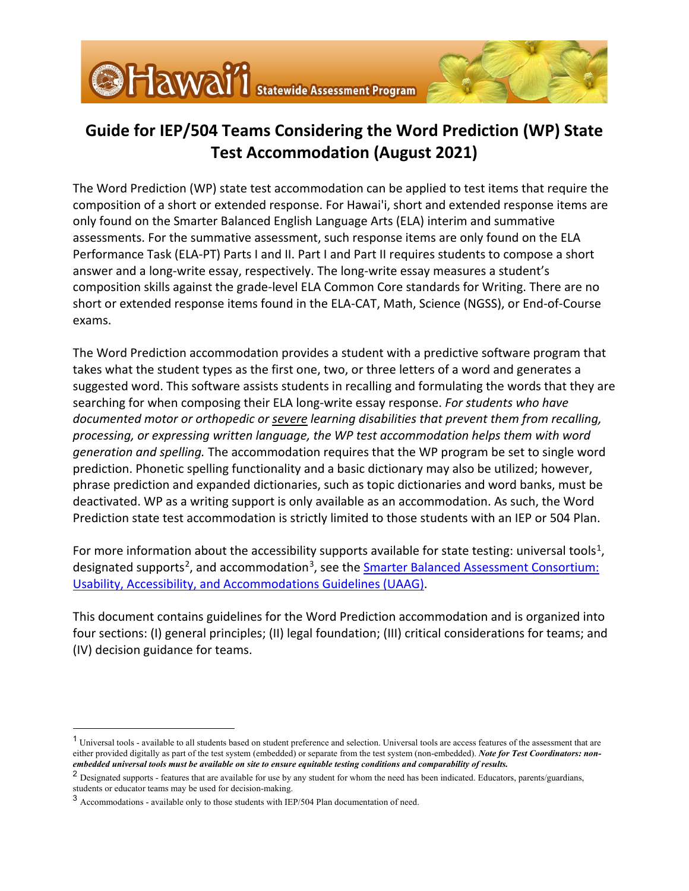Hawai'i Statewide Assessment Program

# Guide for IEP/504 Teams Considering the Word Prediction (WP) State Test Accommodation (August 2021)

The Word Prediction (WP) state test accommodation can be applied to test items that require the composition of a short or extended response. For Hawai'i, short and extended response items are only found on the Smarter Balanced English Language Arts (ELA) interim and summative assessments. For the summative assessment, such response items are only found on the ELA Performance Task (ELA-PT) Parts I and II. Part I and Part II requires students to compose a short answer and a long-write essay, respectively. The long-write essay measures a student's composition skills against the grade-level ELA Common Core standards for Writing. There are no short or extended response items found in the ELA-CAT, Math, Science (NGSS), or End-of-Course exams.

The Word Prediction accommodation provides a student with a predictive software program that takes what the student types as the first one, two, or three letters of a word and generates a suggested word. This software assists students in recalling and formulating the words that they are searching for when composing their ELA long-write essay response. *For students who have documented motor or orthopedic or severe learning disabilities that prevent them from recalling, processing, or expressing written language, the WP test accommodation helps them with word generation and spelling.* The accommodation requires that the WP program be set to single word prediction. Phonetic spelling functionality and a basic dictionary may also be utilized; however, phrase prediction and expanded dictionaries, such as topic dictionaries and word banks, must be deactivated. WP as a writing support is only available as an accommodation. As such, the Word Prediction state test accommodation is strictly limited to those students with an IEP or 504 Plan.

For more information about the accessibility supports available for state testing: universal tools[1], designated supports[2], and accommodation[3], see the Smarter Balanced Assessment Consortium: Usability, Accessibility, and Accommodations Guidelines (UAAG).

This document contains guidelines for the Word Prediction accommodation and is organized into four sections: (I) general principles; (II) legal foundation; (III) critical considerations for teams; and (IV) decision guidance for teams.

---

[1] Universal tools - available to all students based on student preference and selection. Universal tools are access features of the assessment that are either provided digitally as part of the test system (embedded) or separate from the test system (non-embedded). ***Note for Test Coordinators: non-embedded universal tools must be available on site to ensure equitable testing conditions and comparability of results.***

[2] Designated supports - features that are available for use by any student for whom the need has been indicated. Educators, parents/guardians, students or educator teams may be used for decision-making.

[3] Accommodations - available only to those students with IEP/504 Plan documentation of need.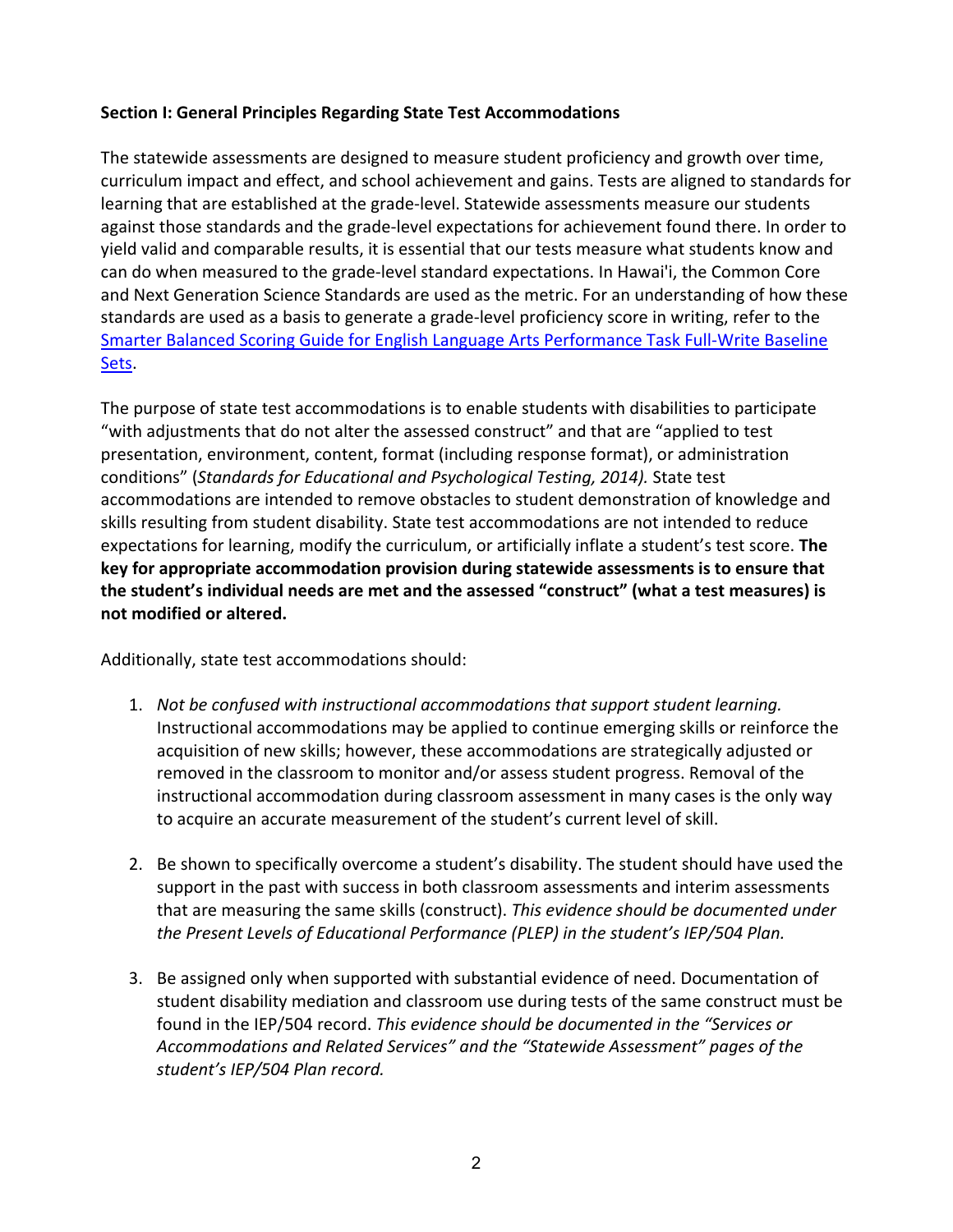**Section I: General Principles Regarding State Test Accommodations**

The statewide assessments are designed to measure student proficiency and growth over time, curriculum impact and effect, and school achievement and gains. Tests are aligned to standards for learning that are established at the grade-level. Statewide assessments measure our students against those standards and the grade-level expectations for achievement found there. In order to yield valid and comparable results, it is essential that our tests measure what students know and can do when measured to the grade-level standard expectations. In Hawai'i, the Common Core and Next Generation Science Standards are used as the metric. For an understanding of how these standards are used as a basis to generate a grade-level proficiency score in writing, refer to the Smarter Balanced Scoring Guide for English Language Arts Performance Task Full-Write Baseline Sets.

The purpose of state test accommodations is to enable students with disabilities to participate "with adjustments that do not alter the assessed construct" and that are "applied to test presentation, environment, content, format (including response format), or administration conditions" (*Standards for Educational and Psychological Testing, 2014).* State test accommodations are intended to remove obstacles to student demonstration of knowledge and skills resulting from student disability. State test accommodations are not intended to reduce expectations for learning, modify the curriculum, or artificially inflate a student's test score. **The key for appropriate accommodation provision during statewide assessments is to ensure that the student's individual needs are met and the assessed "construct" (what a test measures) is not modified or altered.**

Additionally, state test accommodations should:

1. *Not be confused with instructional accommodations that support student learning.* Instructional accommodations may be applied to continue emerging skills or reinforce the acquisition of new skills; however, these accommodations are strategically adjusted or removed in the classroom to monitor and/or assess student progress. Removal of the instructional accommodation during classroom assessment in many cases is the only way to acquire an accurate measurement of the student's current level of skill.

2. Be shown to specifically overcome a student's disability. The student should have used the support in the past with success in both classroom assessments and interim assessments that are measuring the same skills (construct). *This evidence should be documented under the Present Levels of Educational Performance (PLEP) in the student's IEP/504 Plan.*

3. Be assigned only when supported with substantial evidence of need. Documentation of student disability mediation and classroom use during tests of the same construct must be found in the IEP/504 record. *This evidence should be documented in the "Services or Accommodations and Related Services" and the "Statewide Assessment" pages of the student's IEP/504 Plan record.*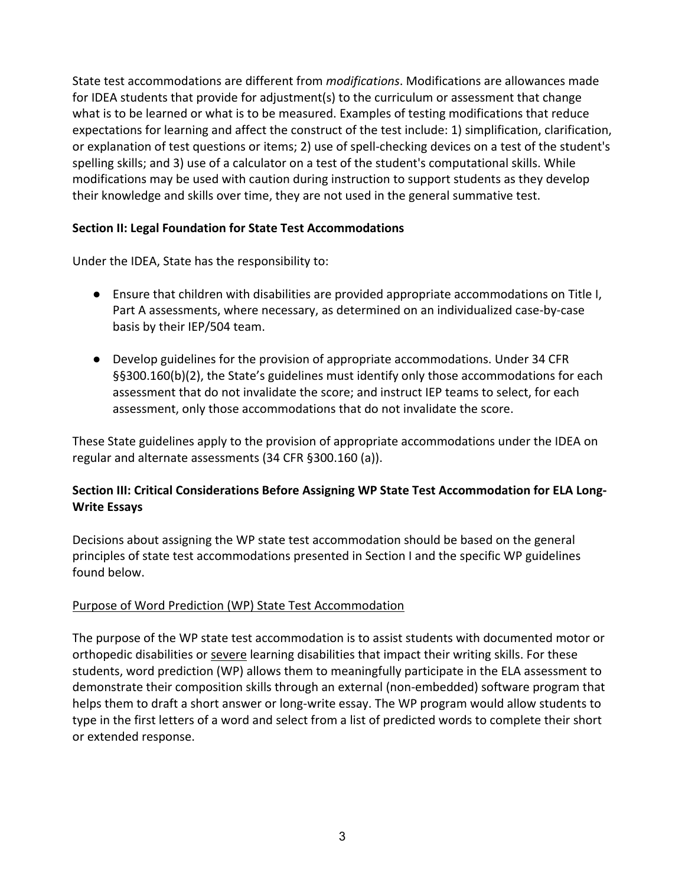State test accommodations are different from *modifications*. Modifications are allowances made for IDEA students that provide for adjustment(s) to the curriculum or assessment that change what is to be learned or what is to be measured. Examples of testing modifications that reduce expectations for learning and affect the construct of the test include: 1) simplification, clarification, or explanation of test questions or items; 2) use of spell-checking devices on a test of the student's spelling skills; and 3) use of a calculator on a test of the student's computational skills. While modifications may be used with caution during instruction to support students as they develop their knowledge and skills over time, they are not used in the general summative test.

## Section II: Legal Foundation for State Test Accommodations

Under the IDEA, State has the responsibility to:

- Ensure that children with disabilities are provided appropriate accommodations on Title I, Part A assessments, where necessary, as determined on an individualized case-by-case basis by their IEP/504 team.
- Develop guidelines for the provision of appropriate accommodations. Under 34 CFR §§300.160(b)(2), the State's guidelines must identify only those accommodations for each assessment that do not invalidate the score; and instruct IEP teams to select, for each assessment, only those accommodations that do not invalidate the score.

These State guidelines apply to the provision of appropriate accommodations under the IDEA on regular and alternate assessments (34 CFR §300.160 (a)).

## Section III: Critical Considerations Before Assigning WP State Test Accommodation for ELA Long-Write Essays

Decisions about assigning the WP state test accommodation should be based on the general principles of state test accommodations presented in Section I and the specific WP guidelines found below.

### Purpose of Word Prediction (WP) State Test Accommodation

The purpose of the WP state test accommodation is to assist students with documented motor or orthopedic disabilities or severe learning disabilities that impact their writing skills. For these students, word prediction (WP) allows them to meaningfully participate in the ELA assessment to demonstrate their composition skills through an external (non-embedded) software program that helps them to draft a short answer or long-write essay. The WP program would allow students to type in the first letters of a word and select from a list of predicted words to complete their short or extended response.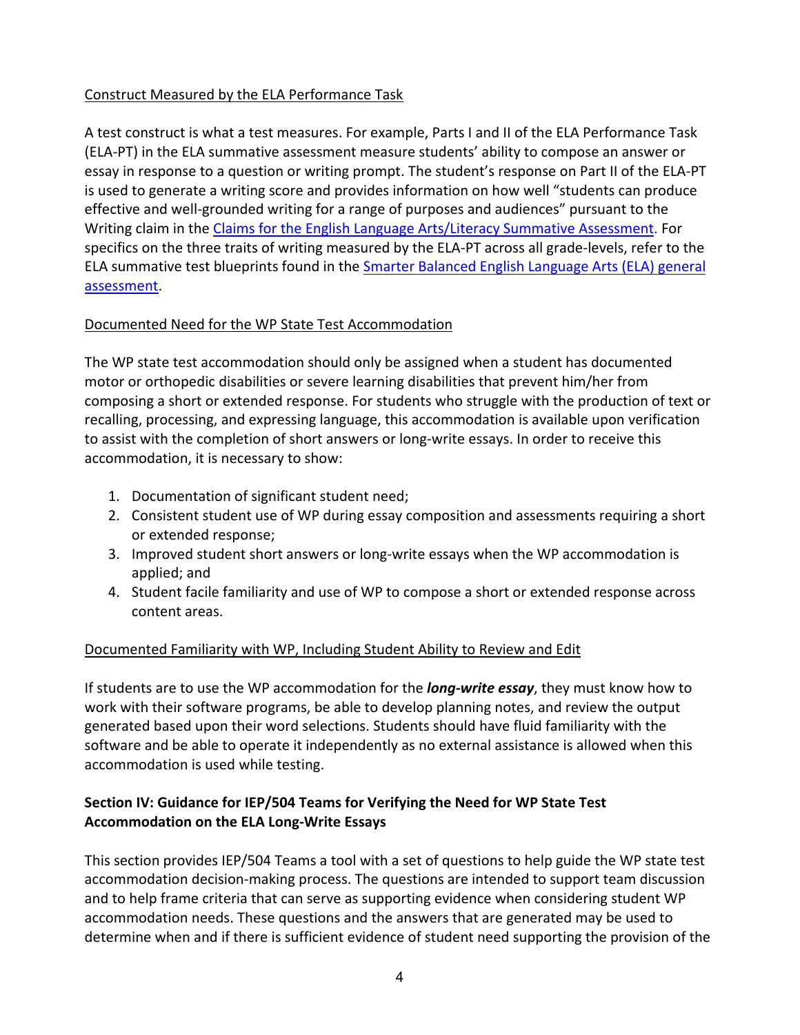Construct Measured by the ELA Performance Task

A test construct is what a test measures. For example, Parts I and II of the ELA Performance Task (ELA-PT) in the ELA summative assessment measure students' ability to compose an answer or essay in response to a question or writing prompt. The student's response on Part II of the ELA-PT is used to generate a writing score and provides information on how well "students can produce effective and well-grounded writing for a range of purposes and audiences" pursuant to the Writing claim in the [Claims for the English Language Arts/Literacy Summative Assessment](). For specifics on the three traits of writing measured by the ELA-PT across all grade-levels, refer to the ELA summative test blueprints found in the [Smarter Balanced English Language Arts (ELA) general assessment]().

Documented Need for the WP State Test Accommodation

The WP state test accommodation should only be assigned when a student has documented motor or orthopedic disabilities or severe learning disabilities that prevent him/her from composing a short or extended response. For students who struggle with the production of text or recalling, processing, and expressing language, this accommodation is available upon verification to assist with the completion of short answers or long-write essays. In order to receive this accommodation, it is necessary to show:

1. Documentation of significant student need;
2. Consistent student use of WP during essay composition and assessments requiring a short or extended response;
3. Improved student short answers or long-write essays when the WP accommodation is applied; and
4. Student facile familiarity and use of WP to compose a short or extended response across content areas.

Documented Familiarity with WP, Including Student Ability to Review and Edit

If students are to use the WP accommodation for the ***long-write essay***, they must know how to work with their software programs, be able to develop planning notes, and review the output generated based upon their word selections. Students should have fluid familiarity with the software and be able to operate it independently as no external assistance is allowed when this accommodation is used while testing.

### Section IV: Guidance for IEP/504 Teams for Verifying the Need for WP State Test Accommodation on the ELA Long-Write Essays

This section provides IEP/504 Teams a tool with a set of questions to help guide the WP state test accommodation decision-making process. The questions are intended to support team discussion and to help frame criteria that can serve as supporting evidence when considering student WP accommodation needs. These questions and the answers that are generated may be used to determine when and if there is sufficient evidence of student need supporting the provision of the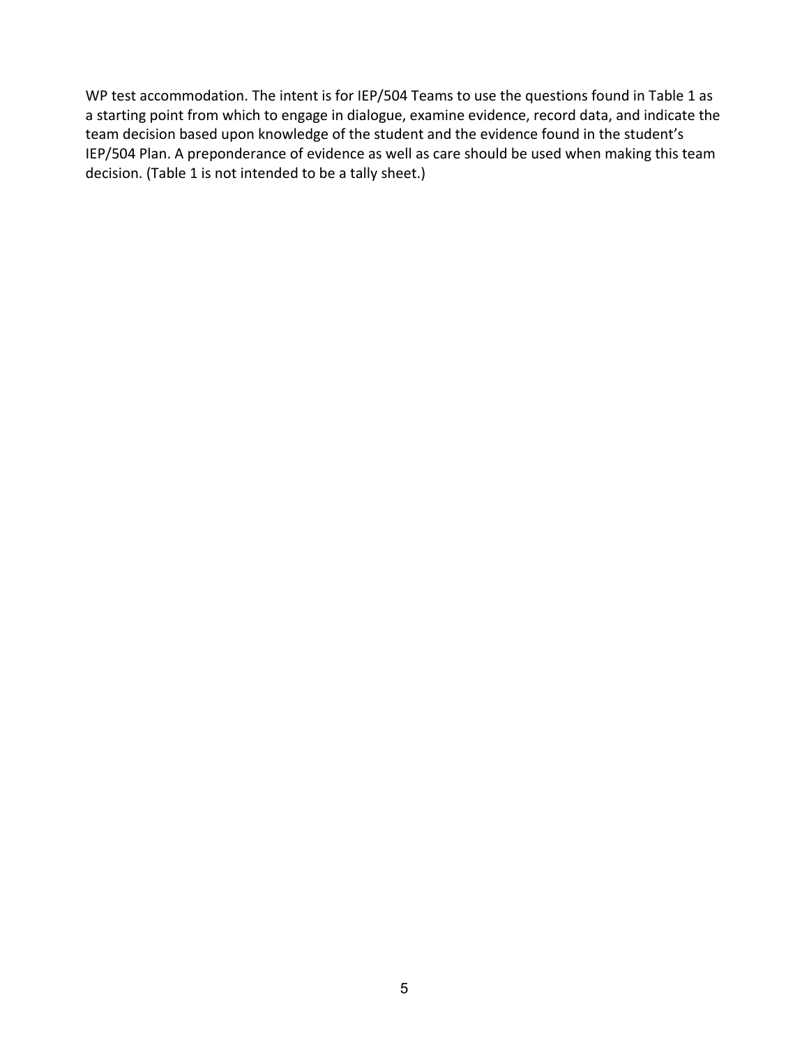WP test accommodation. The intent is for IEP/504 Teams to use the questions found in Table 1 as a starting point from which to engage in dialogue, examine evidence, record data, and indicate the team decision based upon knowledge of the student and the evidence found in the student's IEP/504 Plan. A preponderance of evidence as well as care should be used when making this team decision. (Table 1 is not intended to be a tally sheet.)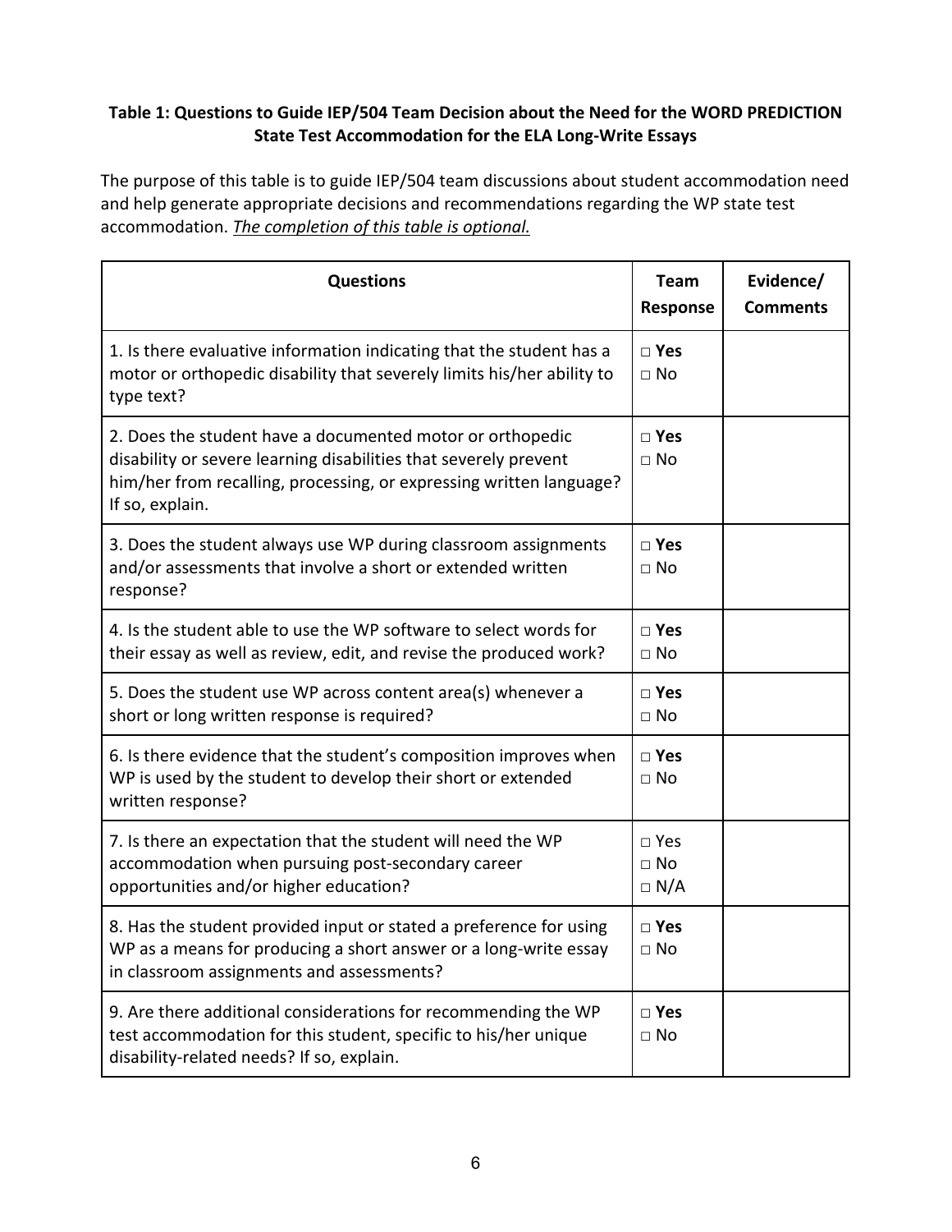**Table 1: Questions to Guide IEP/504 Team Decision about the Need for the WORD PREDICTION State Test Accommodation for the ELA Long-Write Essays**

The purpose of this table is to guide IEP/504 team discussions about student accommodation need and help generate appropriate decisions and recommendations regarding the WP state test accommodation. *__The completion of this table is optional.__*

| Questions | Team Response | Evidence/ Comments |
|---|---|---|
| 1. Is there evaluative information indicating that the student has a motor or orthopedic disability that severely limits his/her ability to type text? | □ **Yes**<br>□ No | |
| 2. Does the student have a documented motor or orthopedic disability or severe learning disabilities that severely prevent him/her from recalling, processing, or expressing written language? If so, explain. | □ **Yes**<br>□ No | |
| 3. Does the student always use WP during classroom assignments and/or assessments that involve a short or extended written response? | □ **Yes**<br>□ No | |
| 4. Is the student able to use the WP software to select words for their essay as well as review, edit, and revise the produced work? | □ **Yes**<br>□ No | |
| 5. Does the student use WP across content area(s) whenever a short or long written response is required? | □ **Yes**<br>□ No | |
| 6. Is there evidence that the student's composition improves when WP is used by the student to develop their short or extended written response? | □ **Yes**<br>□ No | |
| 7. Is there an expectation that the student will need the WP accommodation when pursuing post-secondary career opportunities and/or higher education? | □ Yes<br>□ No<br>□ N/A | |
| 8. Has the student provided input or stated a preference for using WP as a means for producing a short answer or a long-write essay in classroom assignments and assessments? | □ **Yes**<br>□ No | |
| 9. Are there additional considerations for recommending the WP test accommodation for this student, specific to his/her unique disability-related needs? If so, explain. | □ **Yes**<br>□ No | |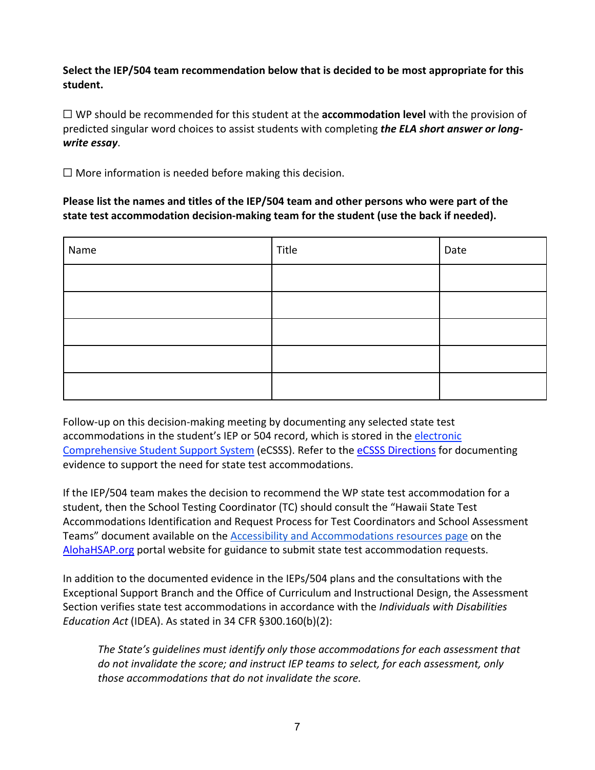**Select the IEP/504 team recommendation below that is decided to be most appropriate for this student.**

☐ WP should be recommended for this student at the **accommodation level** with the provision of predicted singular word choices to assist students with completing ***the ELA short answer or long-write essay***.

☐ More information is needed before making this decision.

**Please list the names and titles of the IEP/504 team and other persons who were part of the state test accommodation decision-making team for the student (use the back if needed).**

| Name | Title | Date |
| --- | --- | --- |
| | | |
| | | |
| | | |
| | | |
| | | |

Follow-up on this decision-making meeting by documenting any selected state test accommodations in the student's IEP or 504 record, which is stored in the electronic Comprehensive Student Support System (eCSSS). Refer to the eCSSS Directions for documenting evidence to support the need for state test accommodations.

If the IEP/504 team makes the decision to recommend the WP state test accommodation for a student, then the School Testing Coordinator (TC) should consult the "Hawaii State Test Accommodations Identification and Request Process for Test Coordinators and School Assessment Teams" document available on the Accessibility and Accommodations resources page on the AlohaHSAP.org portal website for guidance to submit state test accommodation requests.

In addition to the documented evidence in the IEPs/504 plans and the consultations with the Exceptional Support Branch and the Office of Curriculum and Instructional Design, the Assessment Section verifies state test accommodations in accordance with the *Individuals with Disabilities Education Act* (IDEA). As stated in 34 CFR §300.160(b)(2):

> *The State's guidelines must identify only those accommodations for each assessment that do not invalidate the score; and instruct IEP teams to select, for each assessment, only those accommodations that do not invalidate the score.*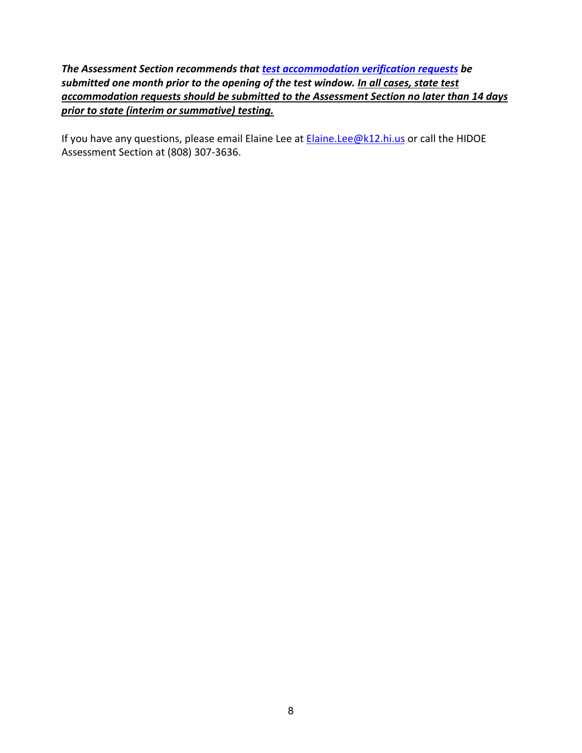***The Assessment Section recommends that [test accommodation verification requests](#) be submitted one month prior to the opening of the test window. <u>In all cases, state test accommodation requests should be submitted to the Assessment Section no later than 14 days prior to state (interim or summative) testing.</u>***

If you have any questions, please email Elaine Lee at [Elaine.Lee@k12.hi.us](mailto:Elaine.Lee@k12.hi.us) or call the HIDOE Assessment Section at (808) 307-3636.